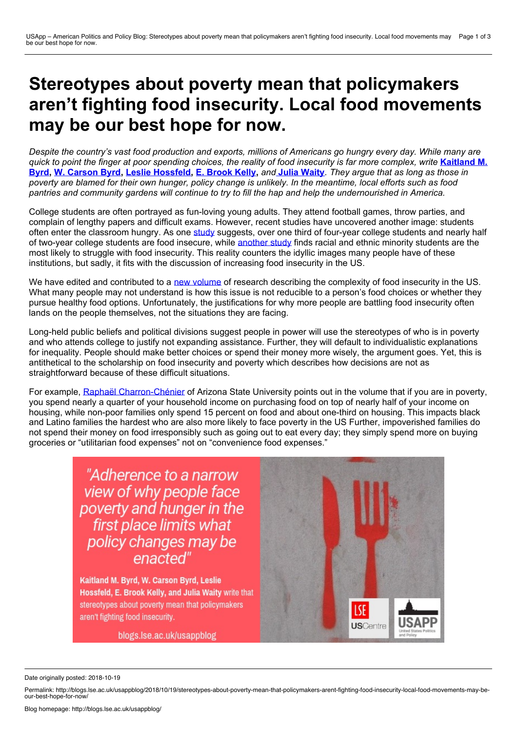# Stereotypes about poverty mean that policymakers aren't fighting food insecurity. Local food movements may be our best hope for now.

*Despite the country's vast food production and exports, millions of Americans go hungry every day. While many are quick to point the finger at poor spending choices, the reality of food insecurity is far more complex, write* **Kaitland M. Byrd, W. Carson Byrd, Leslie Hossfeld, E. Brook Kelly,** *and* **Julia Waity**. *They argue that as long as those in poverty are blamed for their own hunger, policy change is unlikely. In the meantime, local efforts such as food pantries and community gardens will continue to try to fill the hap and help the undernourished in America.*

College students are often portrayed as fun-loving young adults. They attend football games, throw parties, and complain of lengthy papers and difficult exams. However, recent studies have uncovered another image: students often enter the classroom hungry. As one study suggests, over one third of four-year college students and nearly half of two-year college students are food insecure, while another study finds racial and ethnic minority students are the most likely to struggle with food insecurity. This reality counters the idyllic images many people have of these institutions, but sadly, it fits with the discussion of increasing food insecurity in the US.

We have edited and contributed to a new volume of research describing the complexity of food insecurity in the US. What many people may not understand is how this issue is not reducible to a person's food choices or whether they pursue healthy food options. Unfortunately, the justifications for why more people are battling food insecurity often lands on the people themselves, not the situations they are facing.

Long-held public beliefs and political divisions suggest people in power will use the stereotypes of who is in poverty and who attends college to justify not expanding assistance. Further, they will default to individualistic explanations for inequality. People should make better choices or spend their money more wisely, the argument goes. Yet, this is antithetical to the scholarship on food insecurity and poverty which describes how decisions are not as straightforward because of these difficult situations.

For example, Raphaël Charron-Chénier of Arizona State University points out in the volume that if you are in poverty, you spend nearly a quarter of your household income on purchasing food on top of nearly half of your income on housing, while non-poor families only spend 15 percent on food and about one-third on housing. This impacts black and Latino families the hardest who are also more likely to face poverty in the US Further, impoverished families do not spend their money on food irresponsibly such as going out to eat every day; they simply spend more on buying groceries or "utilitarian food expenses" not on "convenience food expenses."

"Adherence to a narrow view of why people face poverty and hunger in the first place limits what policy changes may be enacted"

**Kaitland M. Byrd, W. Carson Byrd, Leslie Hossfeld, E. Brook Kelly, and Julia Waity** write that stereotypes about poverty mean that policymakers aren't fighting food insecurity.

blogs.lse.ac.uk/usappblog

Date originally posted: 2018-10-19

Permalink: http://blogs.lse.ac.uk/usappblog/2018/10/19/stereotypes-about-poverty-mean-that-policymakers-arent-fighting-food-insecurity-local-food-movements-may-be-our-best-hope-for-now/

Blog homepage: http://blogs.lse.ac.uk/usappblog/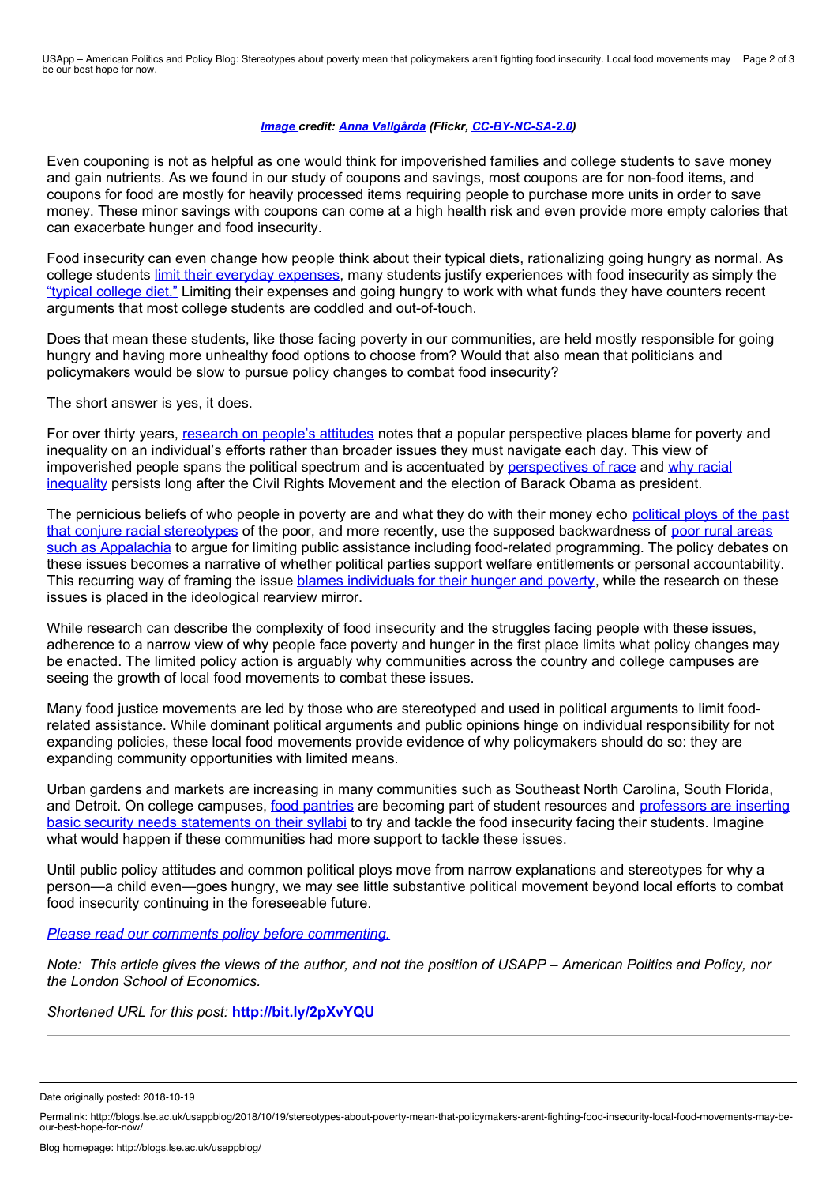*Image credit: Anna Vallgårda (Flickr, CC-BY-NC-SA-2.0)*

Even couponing is not as helpful as one would think for impoverished families and college students to save money and gain nutrients. As we found in our study of coupons and savings, most coupons are for non-food items, and coupons for food are mostly for heavily processed items requiring people to purchase more units in order to save money. These minor savings with coupons can come at a high health risk and even provide more empty calories that can exacerbate hunger and food insecurity.

Food insecurity can even change how people think about their typical diets, rationalizing going hungry as normal. As college students limit their everyday expenses, many students justify experiences with food insecurity as simply the "typical college diet." Limiting their expenses and going hungry to work with what funds they have counters recent arguments that most college students are coddled and out-of-touch.

Does that mean these students, like those facing poverty in our communities, are held mostly responsible for going hungry and having more unhealthy food options to choose from? Would that also mean that politicians and policymakers would be slow to pursue policy changes to combat food insecurity?

The short answer is yes, it does.

For over thirty years, research on people's attitudes notes that a popular perspective places blame for poverty and inequality on an individual's efforts rather than broader issues they must navigate each day. This view of impoverished people spans the political spectrum and is accentuated by perspectives of race and why racial inequality persists long after the Civil Rights Movement and the election of Barack Obama as president.

The pernicious beliefs of who people in poverty are and what they do with their money echo political ploys of the past that conjure racial stereotypes of the poor, and more recently, use the supposed backwardness of poor rural areas such as Appalachia to argue for limiting public assistance including food-related programming. The policy debates on these issues becomes a narrative of whether political parties support welfare entitlements or personal accountability. This recurring way of framing the issue blames individuals for their hunger and poverty, while the research on these issues is placed in the ideological rearview mirror.

While research can describe the complexity of food insecurity and the struggles facing people with these issues, adherence to a narrow view of why people face poverty and hunger in the first place limits what policy changes may be enacted. The limited policy action is arguably why communities across the country and college campuses are seeing the growth of local food movements to combat these issues.

Many food justice movements are led by those who are stereotyped and used in political arguments to limit food-related assistance. While dominant political arguments and public opinions hinge on individual responsibility for not expanding policies, these local food movements provide evidence of why policymakers should do so: they are expanding community opportunities with limited means.

Urban gardens and markets are increasing in many communities such as Southeast North Carolina, South Florida, and Detroit. On college campuses, food pantries are becoming part of student resources and professors are inserting basic security needs statements on their syllabi to try and tackle the food insecurity facing their students. Imagine what would happen if these communities had more support to tackle these issues.

Until public policy attitudes and common political ploys move from narrow explanations and stereotypes for why a person—a child even—goes hungry, we may see little substantive political movement beyond local efforts to combat food insecurity continuing in the foreseeable future.

*Please read our comments policy before commenting.*

*Note: This article gives the views of the author, and not the position of USAPP – American Politics and Policy, nor the London School of Economics.*

*Shortened URL for this post:* **http://bit.ly/2pXvYQU**

---

Date originally posted: 2018-10-19

Permalink: http://blogs.lse.ac.uk/usappblog/2018/10/19/stereotypes-about-poverty-mean-that-policymakers-arent-fighting-food-insecurity-local-food-movements-may-be-our-best-hope-for-now/

Blog homepage: http://blogs.lse.ac.uk/usappblog/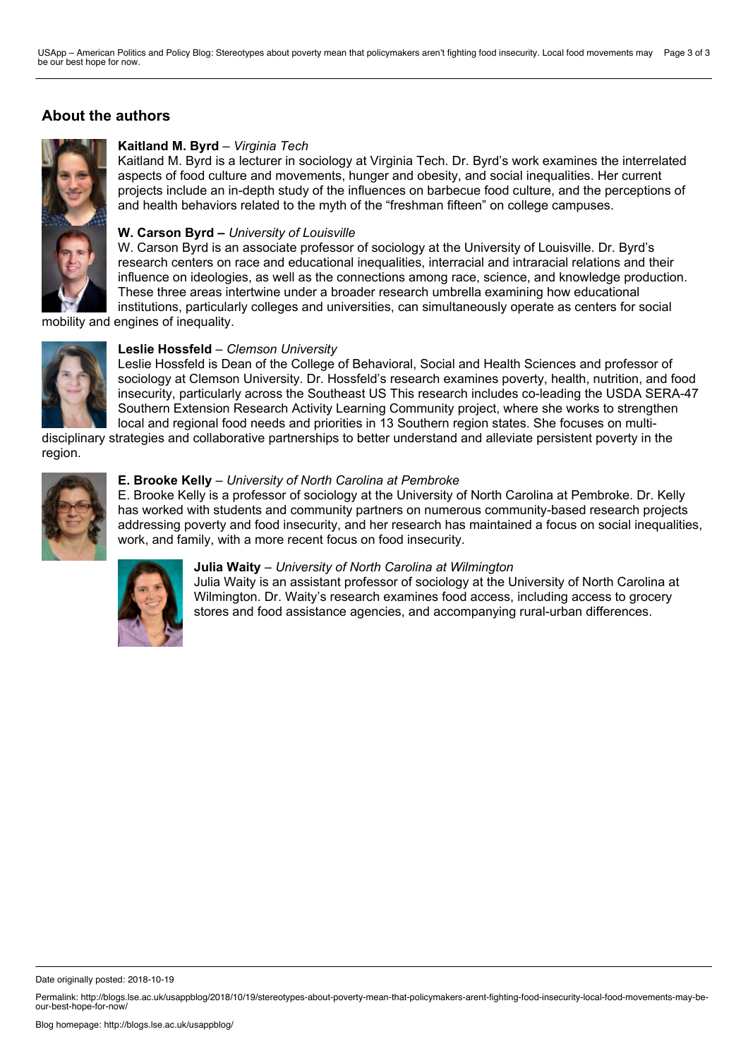## About the authors

**Kaitland M. Byrd** – *Virginia Tech*
Kaitland M. Byrd is a lecturer in sociology at Virginia Tech. Dr. Byrd's work examines the interrelated aspects of food culture and movements, hunger and obesity, and social inequalities. Her current projects include an in-depth study of the influences on barbecue food culture, and the perceptions of and health behaviors related to the myth of the "freshman fifteen" on college campuses.

**W. Carson Byrd –** *University of Louisville*
W. Carson Byrd is an associate professor of sociology at the University of Louisville. Dr. Byrd's research centers on race and educational inequalities, interracial and intraracial relations and their influence on ideologies, as well as the connections among race, science, and knowledge production. These three areas intertwine under a broader research umbrella examining how educational institutions, particularly colleges and universities, can simultaneously operate as centers for social mobility and engines of inequality.

**Leslie Hossfeld** – *Clemson University*
Leslie Hossfeld is Dean of the College of Behavioral, Social and Health Sciences and professor of sociology at Clemson University. Dr. Hossfeld's research examines poverty, health, nutrition, and food insecurity, particularly across the Southeast US This research includes co-leading the USDA SERA-47 Southern Extension Research Activity Learning Community project, where she works to strengthen local and regional food needs and priorities in 13 Southern region states. She focuses on multi-disciplinary strategies and collaborative partnerships to better understand and alleviate persistent poverty in the region.

**E. Brooke Kelly** – *University of North Carolina at Pembroke*
E. Brooke Kelly is a professor of sociology at the University of North Carolina at Pembroke. Dr. Kelly has worked with students and community partners on numerous community-based research projects addressing poverty and food insecurity, and her research has maintained a focus on social inequalities, work, and family, with a more recent focus on food insecurity.

**Julia Waity** – *University of North Carolina at Wilmington*
Julia Waity is an assistant professor of sociology at the University of North Carolina at Wilmington. Dr. Waity's research examines food access, including access to grocery stores and food assistance agencies, and accompanying rural-urban differences.

Date originally posted: 2018-10-19

Permalink: http://blogs.lse.ac.uk/usappblog/2018/10/19/stereotypes-about-poverty-mean-that-policymakers-arent-fighting-food-insecurity-local-food-movements-may-be-our-best-hope-for-now/

Blog homepage: http://blogs.lse.ac.uk/usappblog/